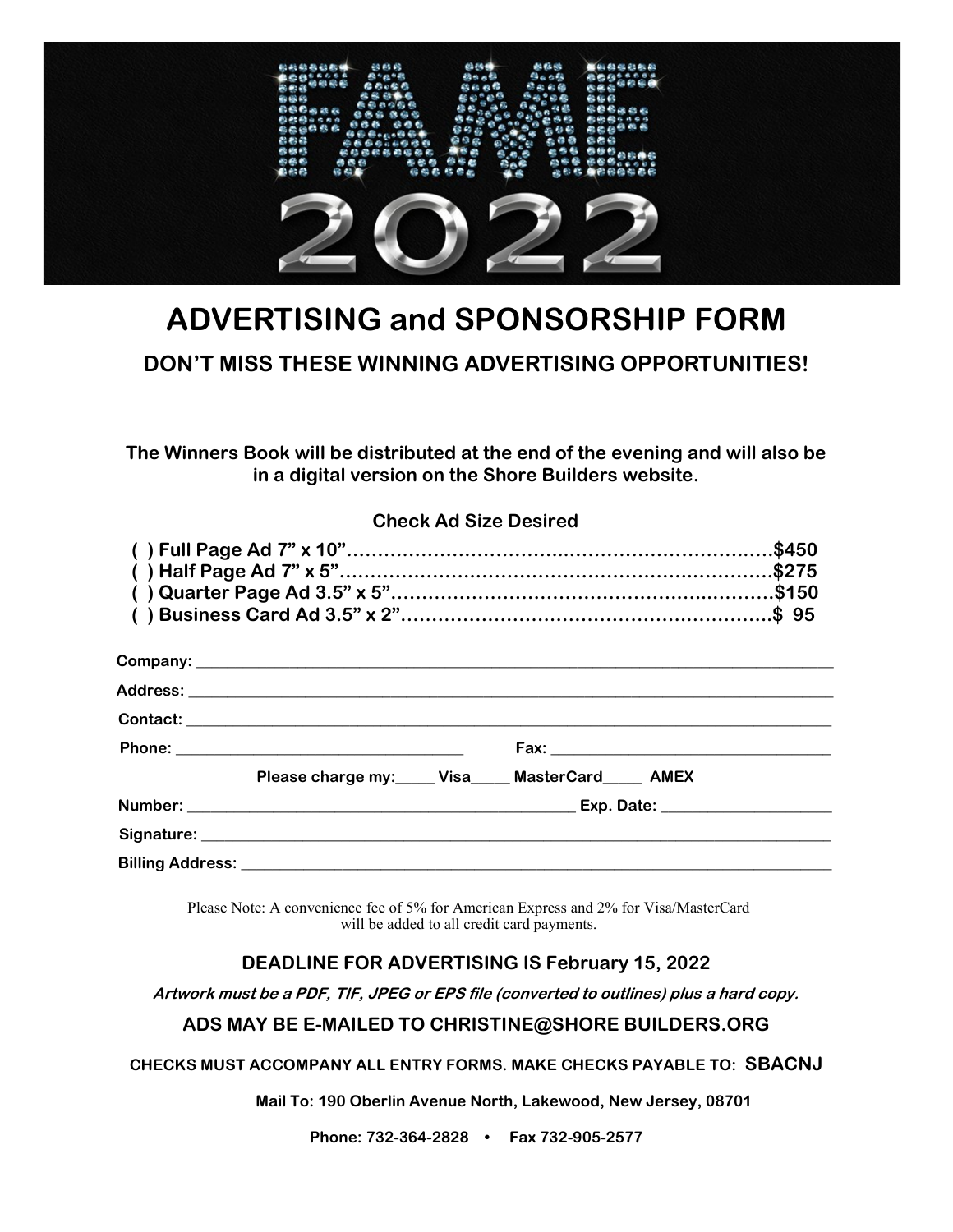# FAME 2022

## ADVERTISING and SPONSORSHIP FORM

### DON'T MISS THESE WINNING ADVERTISING OPPORTUNITIES!

**The Winners Book will be distributed at the end of the evening and will also be in a digital version on the Shore Builders website.**

**Check Ad Size Desired**

**( ) Full Page Ad 7" x 10"……………………………………………………………$450**
**( ) Half Page Ad 7" x 5"……………………………………………………………$275**
**( ) Quarter Page Ad 3.5" x 5"……………………………………………………$150**
**( ) Business Card Ad 3.5" x 2"…………………………………………………$ 95**

**Company:** ______________________________________________

**Address:** ______________________________________________

**Contact:** ______________________________________________

**Phone:** ______________________ **Fax:** ______________________

**Please charge my:_____ Visa_____ MasterCard_____ AMEX**

**Number:** ______________________________ **Exp. Date:** ______________

**Signature:** ______________________________________________

**Billing Address:** ______________________________________________

Please Note: A convenience fee of 5% for American Express and 2% for Visa/MasterCard will be added to all credit card payments.

**DEADLINE FOR ADVERTISING IS February 15, 2022**

***Artwork must be a PDF, TIF, JPEG or EPS file (converted to outlines) plus a hard copy.***

**ADS MAY BE E-MAILED TO CHRISTINE@SHORE BUILDERS.ORG**

**CHECKS MUST ACCOMPANY ALL ENTRY FORMS. MAKE CHECKS PAYABLE TO: SBACNJ**

**Mail To: 190 Oberlin Avenue North, Lakewood, New Jersey, 08701**

**Phone: 732-364-2828 • Fax 732-905-2577**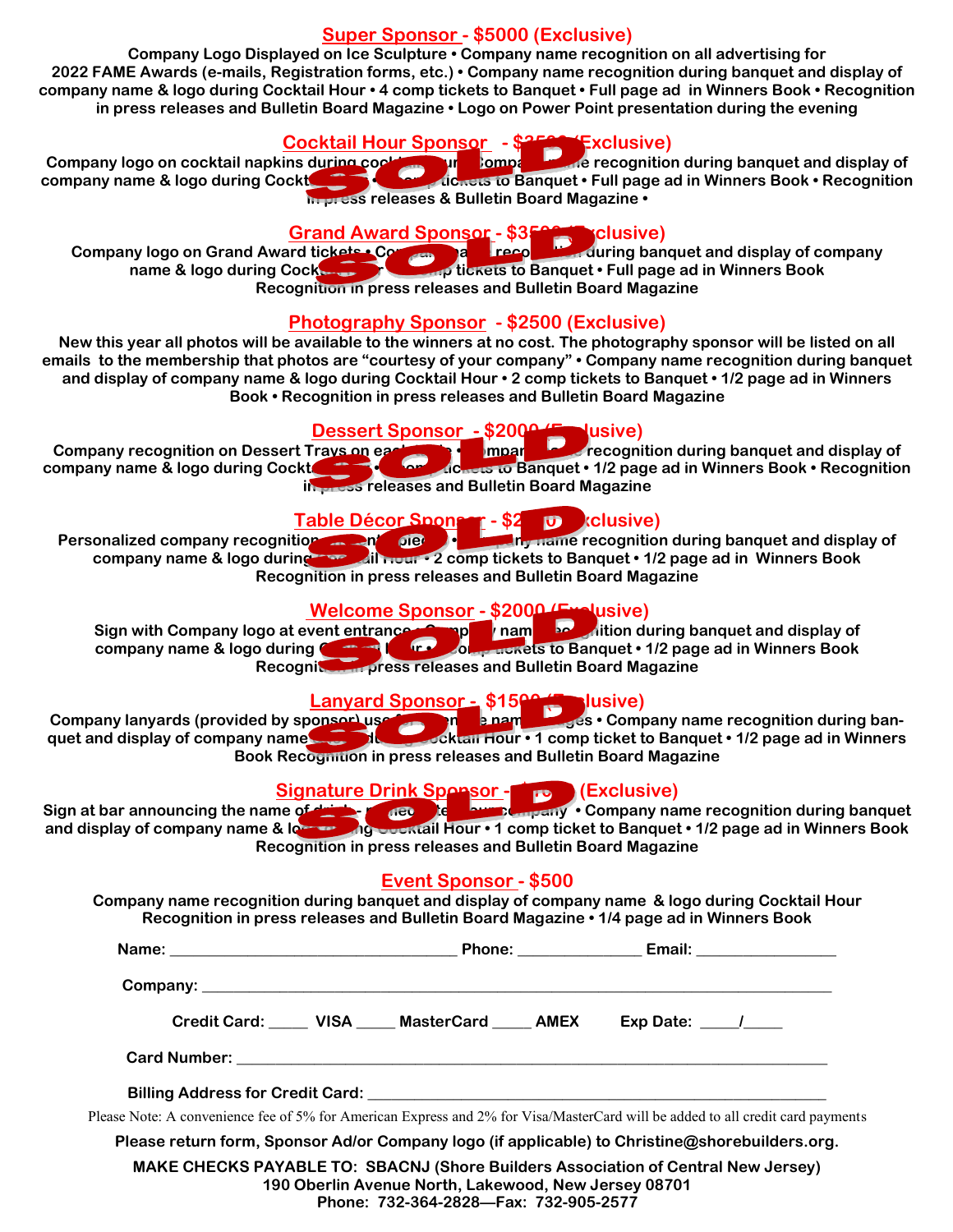## Super Sponsor - $5000 (Exclusive)

**Company Logo Displayed on Ice Sculpture • Company name recognition on all advertising for 2022 FAME Awards (e-mails, Registration forms, etc.) • Company name recognition during banquet and display of company name & logo during Cocktail Hour • 4 comp tickets to Banquet • Full page ad in Winners Book • Recognition in press releases and Bulletin Board Magazine • Logo on Power Point presentation during the evening**

## Cocktail Hour Sponsor - $3500 (Exclusive)

SOLD

**Company logo on cocktail napkins during cocktail hour • Company name recognition during banquet and display of company name & logo during Cocktail Hour • comp tickets to Banquet • Full page ad in Winners Book • Recognition in press releases & Bulletin Board Magazine •**

## Grand Award Sponsor - $3500 (Exclusive)

SOLD

**Company logo on Grand Award tickets • Company name recognition during banquet and display of company name & logo during Cocktail Hour • comp tickets to Banquet • Full page ad in Winners Book Recognition in press releases and Bulletin Board Magazine**

## Photography Sponsor - $2500 (Exclusive)

**New this year all photos will be available to the winners at no cost. The photography sponsor will be listed on all emails to the membership that photos are "courtesy of your company" • Company name recognition during banquet and display of company name & logo during Cocktail Hour • 2 comp tickets to Banquet • 1/2 page ad in Winners Book • Recognition in press releases and Bulletin Board Magazine**

## Dessert Sponsor - $2000 (Exclusive)

SOLD

**Company recognition on Dessert Trays on each table • Company name recognition during banquet and display of company name & logo during Cocktail Hour • comp tickets to Banquet • 1/2 page ad in Winners Book • Recognition in press releases and Bulletin Board Magazine**

## Table Décor Sponsor - $2000 (Exclusive)

SOLD

**Personalized company recognition on centerpieces • Company name recognition during banquet and display of company name & logo during Cocktail Hour • 2 comp tickets to Banquet • 1/2 page ad in Winners Book Recognition in press releases and Bulletin Board Magazine**

## Welcome Sponsor - $2000 (Exclusive)

SOLD

**Sign with Company logo at event entrance • Company name recognition during banquet and display of company name & logo during Cocktail Hour • comp tickets to Banquet • 1/2 page ad in Winners Book Recognition in press releases and Bulletin Board Magazine**

## Lanyard Sponsor - $1500 (Exclusive)

SOLD

**Company lanyards (provided by sponsor) used for the name badges • Company name recognition during banquet and display of company name & logo during Cocktail Hour • 1 comp ticket to Banquet • 1/2 page ad in Winners Book Recognition in press releases and Bulletin Board Magazine**

## Signature Drink Sponsor - (Exclusive)

SOLD

**Sign at bar announcing the name of drink - named after your company • Company name recognition during banquet and display of company name & logo during Cocktail Hour • 1 comp ticket to Banquet • 1/2 page ad in Winners Book Recognition in press releases and Bulletin Board Magazine**

## Event Sponsor - $500

**Company name recognition during banquet and display of company name & logo during Cocktail Hour Recognition in press releases and Bulletin Board Magazine • 1/4 page ad in Winners Book**

**Name:** ______________________________ **Phone:** ______________ **Email:** ________________

**Company:** ____________________________________________________________________

**Credit Card:** _____ **VISA** _____ **MasterCard** _____ **AMEX** **Exp Date:** _____/_____

**Card Number:** _________________________________________________________________

**Billing Address for Credit Card:** _______________________________________________

Please Note: A convenience fee of 5% for American Express and 2% for Visa/MasterCard will be added to all credit card payments

**Please return form, Sponsor Ad/or Company logo (if applicable) to Christine@shorebuilders.org.**

**MAKE CHECKS PAYABLE TO: SBACNJ (Shore Builders Association of Central New Jersey)**
**190 Oberlin Avenue North, Lakewood, New Jersey 08701**
**Phone: 732-364-2828—Fax: 732-905-2577**